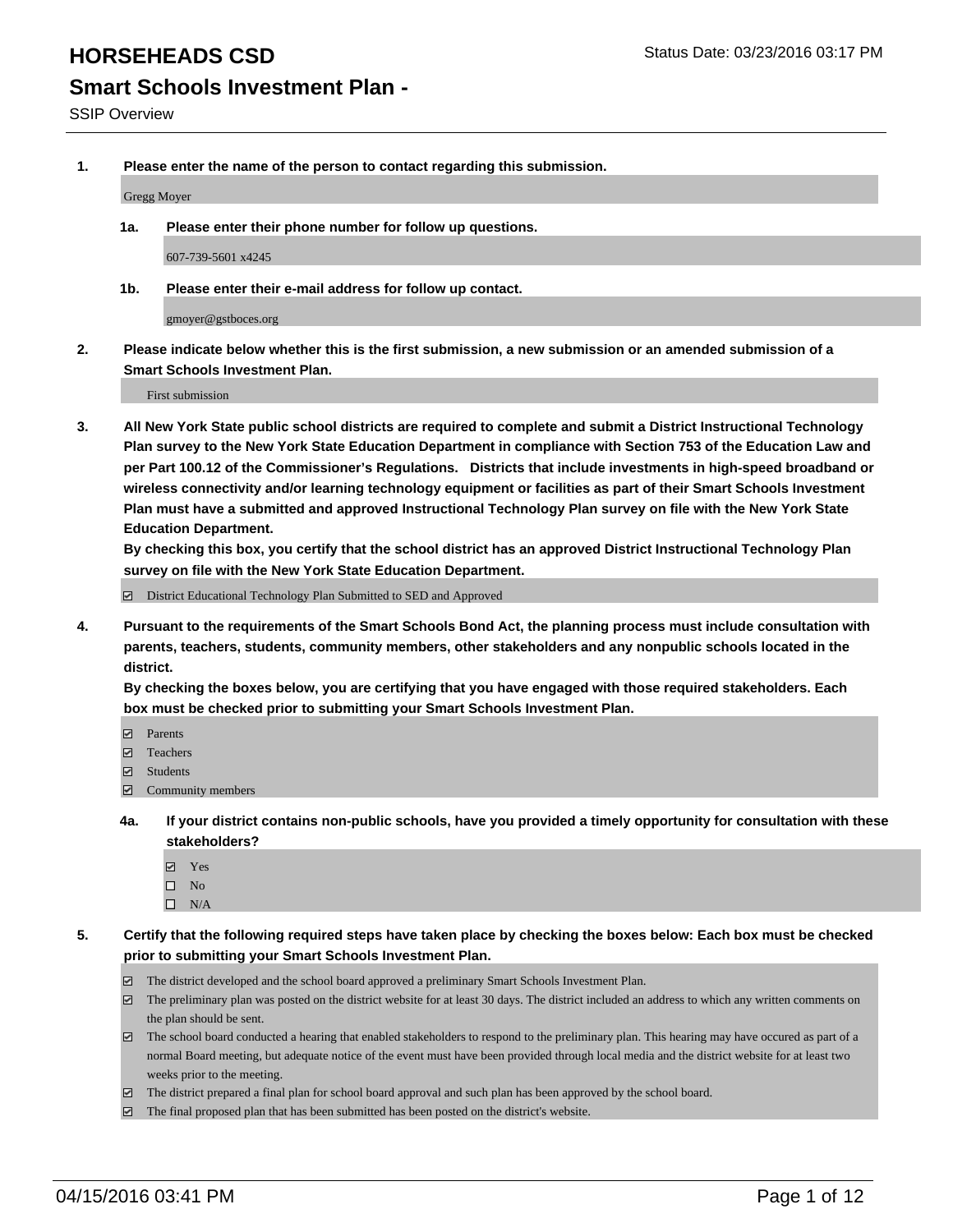# HORSEHEADS CSD

Status Date: 03/23/2016 03:17 PM

## Smart Schools Investment Plan -

SSIP Overview

**1. Please enter the name of the person to contact regarding this submission.**

Gregg Moyer

**1a. Please enter their phone number for follow up questions.**

607-739-5601 x4245

**1b. Please enter their e-mail address for follow up contact.**

gmoyer@gstboces.org

**2. Please indicate below whether this is the first submission, a new submission or an amended submission of a Smart Schools Investment Plan.**

First submission

**3. All New York State public school districts are required to complete and submit a District Instructional Technology Plan survey to the New York State Education Department in compliance with Section 753 of the Education Law and per Part 100.12 of the Commissioner's Regulations. Districts that include investments in high-speed broadband or wireless connectivity and/or learning technology equipment or facilities as part of their Smart Schools Investment Plan must have a submitted and approved Instructional Technology Plan survey on file with the New York State Education Department.**
**By checking this box, you certify that the school district has an approved District Instructional Technology Plan survey on file with the New York State Education Department.**

☑ District Educational Technology Plan Submitted to SED and Approved

**4. Pursuant to the requirements of the Smart Schools Bond Act, the planning process must include consultation with parents, teachers, students, community members, other stakeholders and any nonpublic schools located in the district.**
**By checking the boxes below, you are certifying that you have engaged with those required stakeholders. Each box must be checked prior to submitting your Smart Schools Investment Plan.**

☑ Parents
☑ Teachers
☑ Students
☑ Community members

**4a. If your district contains non-public schools, have you provided a timely opportunity for consultation with these stakeholders?**

☑ Yes
☐ No
☐ N/A

**5. Certify that the following required steps have taken place by checking the boxes below: Each box must be checked prior to submitting your Smart Schools Investment Plan.**

☑ The district developed and the school board approved a preliminary Smart Schools Investment Plan.
☑ The preliminary plan was posted on the district website for at least 30 days. The district included an address to which any written comments on the plan should be sent.
☑ The school board conducted a hearing that enabled stakeholders to respond to the preliminary plan. This hearing may have occured as part of a normal Board meeting, but adequate notice of the event must have been provided through local media and the district website for at least two weeks prior to the meeting.
☑ The district prepared a final plan for school board approval and such plan has been approved by the school board.
☑ The final proposed plan that has been submitted has been posted on the district's website.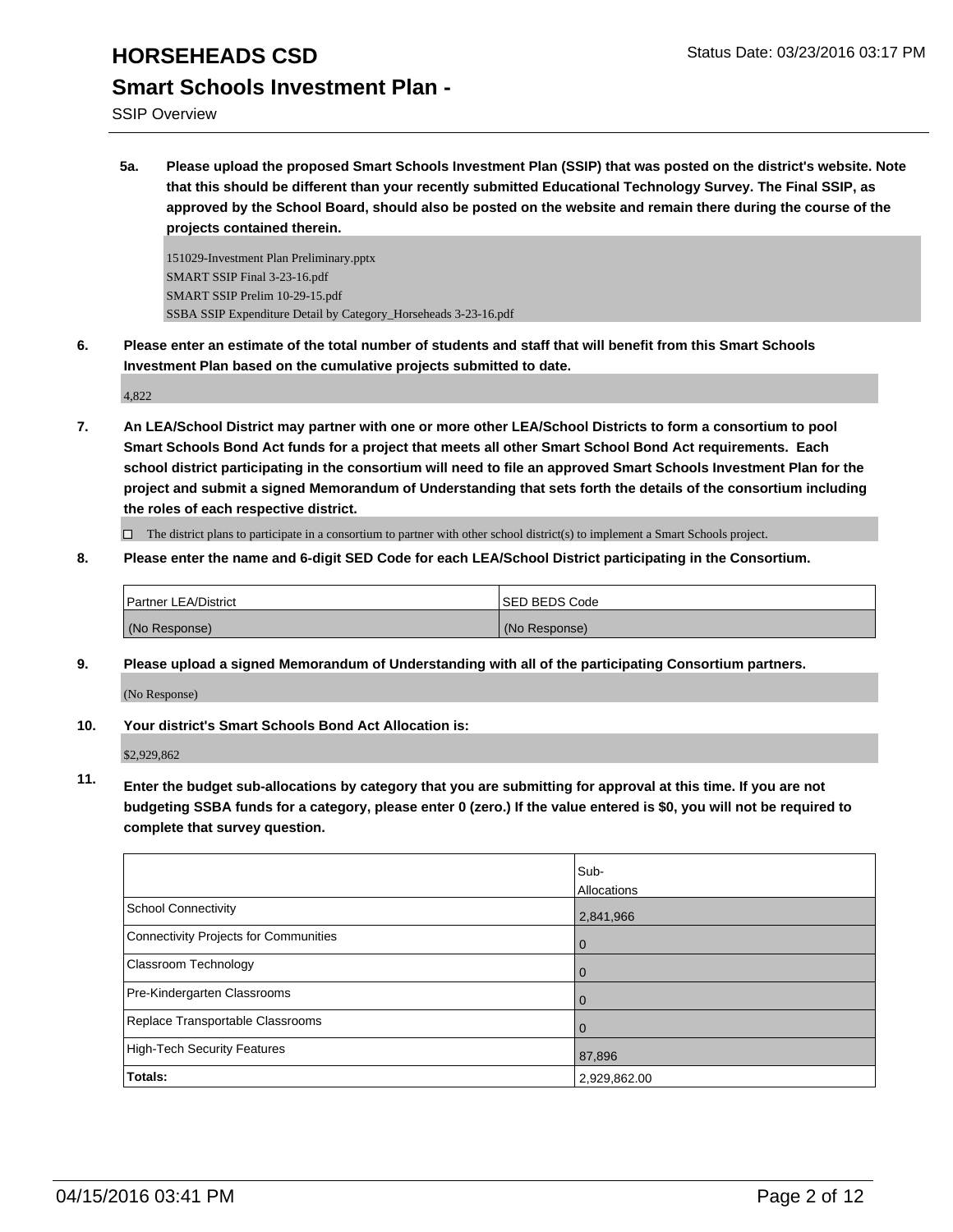**5a. Please upload the proposed Smart Schools Investment Plan (SSIP) that was posted on the district's website. Note that this should be different than your recently submitted Educational Technology Survey. The Final SSIP, as approved by the School Board, should also be posted on the website and remain there during the course of the projects contained therein.**

151029-Investment Plan Preliminary.pptx
SMART SSIP Final 3-23-16.pdf
SMART SSIP Prelim 10-29-15.pdf
SSBA SSIP Expenditure Detail by Category_Horseheads 3-23-16.pdf

**6. Please enter an estimate of the total number of students and staff that will benefit from this Smart Schools Investment Plan based on the cumulative projects submitted to date.**

4,822

**7. An LEA/School District may partner with one or more other LEA/School Districts to form a consortium to pool Smart Schools Bond Act funds for a project that meets all other Smart School Bond Act requirements. Each school district participating in the consortium will need to file an approved Smart Schools Investment Plan for the project and submit a signed Memorandum of Understanding that sets forth the details of the consortium including the roles of each respective district.**

☐ The district plans to participate in a consortium to partner with other school district(s) to implement a Smart Schools project.

**8. Please enter the name and 6-digit SED Code for each LEA/School District participating in the Consortium.**

| Partner LEA/District | SED BEDS Code |
|---|---|
| (No Response) | (No Response) |

**9. Please upload a signed Memorandum of Understanding with all of the participating Consortium partners.**

(No Response)

**10. Your district's Smart Schools Bond Act Allocation is:**

$2,929,862

**11. Enter the budget sub-allocations by category that you are submitting for approval at this time. If you are not budgeting SSBA funds for a category, please enter 0 (zero.) If the value entered is $0, you will not be required to complete that survey question.**

| | Sub-Allocations |
|---|---|
| School Connectivity | 2,841,966 |
| Connectivity Projects for Communities | 0 |
| Classroom Technology | 0 |
| Pre-Kindergarten Classrooms | 0 |
| Replace Transportable Classrooms | 0 |
| High-Tech Security Features | 87,896 |
| **Totals:** | 2,929,862.00 |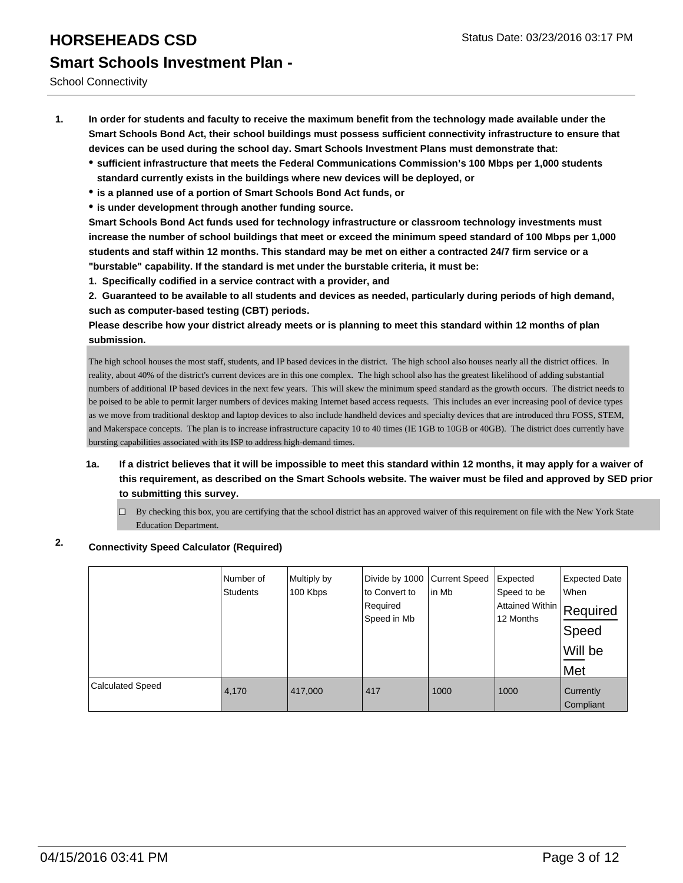# HORSEHEADS CSD

## Smart Schools Investment Plan -

School Connectivity

1. **In order for students and faculty to receive the maximum benefit from the technology made available under the Smart Schools Bond Act, their school buildings must possess sufficient connectivity infrastructure to ensure that devices can be used during the school day. Smart Schools Investment Plans must demonstrate that:**
   - **sufficient infrastructure that meets the Federal Communications Commission's 100 Mbps per 1,000 students standard currently exists in the buildings where new devices will be deployed, or**
   - **is a planned use of a portion of Smart Schools Bond Act funds, or**
   - **is under development through another funding source.**

   **Smart Schools Bond Act funds used for technology infrastructure or classroom technology investments must increase the number of school buildings that meet or exceed the minimum speed standard of 100 Mbps per 1,000 students and staff within 12 months. This standard may be met on either a contracted 24/7 firm service or a "burstable" capability. If the standard is met under the burstable criteria, it must be:**

   **1. Specifically codified in a service contract with a provider, and**

   **2. Guaranteed to be available to all students and devices as needed, particularly during periods of high demand, such as computer-based testing (CBT) periods.**

   **Please describe how your district already meets or is planning to meet this standard within 12 months of plan submission.**

   The high school houses the most staff, students, and IP based devices in the district. The high school also houses nearly all the district offices. In reality, about 40% of the district's current devices are in this one complex. The high school also has the greatest likelihood of adding substantial numbers of additional IP based devices in the next few years. This will skew the minimum speed standard as the growth occurs. The district needs to be poised to be able to permit larger numbers of devices making Internet based access requests. This includes an ever increasing pool of device types as we move from traditional desktop and laptop devices to also include handheld devices and specialty devices that are introduced thru FOSS, STEM, and Makerspace concepts. The plan is to increase infrastructure capacity 10 to 40 times (IE 1GB to 10GB or 40GB). The district does currently have bursting capabilities associated with its ISP to address high-demand times.

   **1a. If a district believes that it will be impossible to meet this standard within 12 months, it may apply for a waiver of this requirement, as described on the Smart Schools website. The waiver must be filed and approved by SED prior to submitting this survey.**

   ☐ By checking this box, you are certifying that the school district has an approved waiver of this requirement on file with the New York State Education Department.

2. **Connectivity Speed Calculator (Required)**

| | Number of Students | Multiply by 100 Kbps | Divide by 1000 to Convert to Required Speed in Mb | Current Speed in Mb | Expected Speed to be Attained Within 12 Months | Expected Date When Required Speed Will be Met |
|---|---|---|---|---|---|---|
| Calculated Speed | 4,170 | 417,000 | 417 | 1000 | 1000 | Currently Compliant |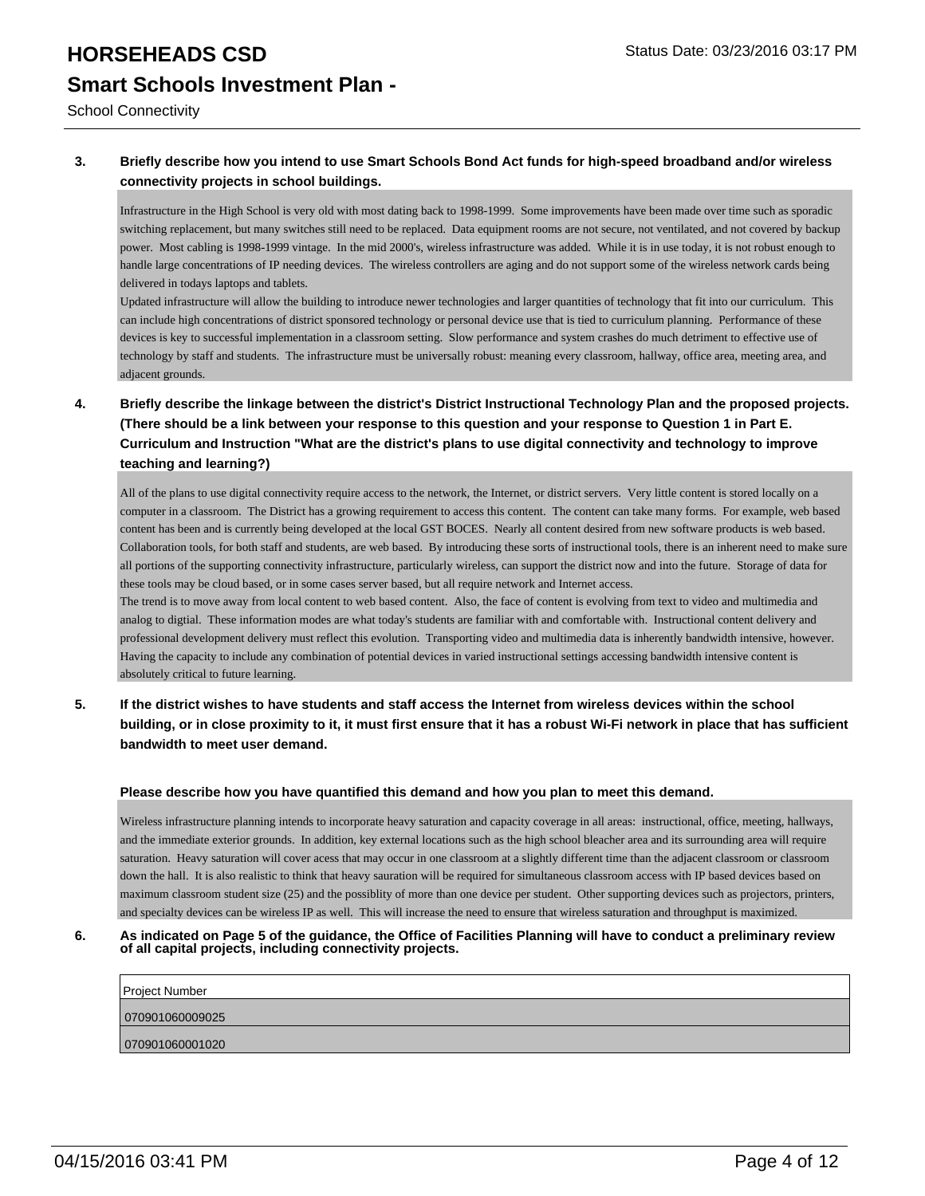# HORSEHEADS CSD

## Smart Schools Investment Plan -

School Connectivity

Status Date: 03/23/2016 03:17 PM

**3. Briefly describe how you intend to use Smart Schools Bond Act funds for high-speed broadband and/or wireless connectivity projects in school buildings.**

Infrastructure in the High School is very old with most dating back to 1998-1999. Some improvements have been made over time such as sporadic switching replacement, but many switches still need to be replaced. Data equipment rooms are not secure, not ventilated, and not covered by backup power. Most cabling is 1998-1999 vintage. In the mid 2000's, wireless infrastructure was added. While it is in use today, it is not robust enough to handle large concentrations of IP needing devices. The wireless controllers are aging and do not support some of the wireless network cards being delivered in todays laptops and tablets.
Updated infrastructure will allow the building to introduce newer technologies and larger quantities of technology that fit into our curriculum. This can include high concentrations of district sponsored technology or personal device use that is tied to curriculum planning. Performance of these devices is key to successful implementation in a classroom setting. Slow performance and system crashes do much detriment to effective use of technology by staff and students. The infrastructure must be universally robust: meaning every classroom, hallway, office area, meeting area, and adjacent grounds.

**4. Briefly describe the linkage between the district's District Instructional Technology Plan and the proposed projects. (There should be a link between your response to this question and your response to Question 1 in Part E. Curriculum and Instruction "What are the district's plans to use digital connectivity and technology to improve teaching and learning?)**

All of the plans to use digital connectivity require access to the network, the Internet, or district servers. Very little content is stored locally on a computer in a classroom. The District has a growing requirement to access this content. The content can take many forms. For example, web based content has been and is currently being developed at the local GST BOCES. Nearly all content desired from new software products is web based. Collaboration tools, for both staff and students, are web based. By introducing these sorts of instructional tools, there is an inherent need to make sure all portions of the supporting connectivity infrastructure, particularly wireless, can support the district now and into the future. Storage of data for these tools may be cloud based, or in some cases server based, but all require network and Internet access.
The trend is to move away from local content to web based content. Also, the face of content is evolving from text to video and multimedia and analog to digtial. These information modes are what today's students are familiar with and comfortable with. Instructional content delivery and professional development delivery must reflect this evolution. Transporting video and multimedia data is inherently bandwidth intensive, however. Having the capacity to include any combination of potential devices in varied instructional settings accessing bandwidth intensive content is absolutely critical to future learning.

**5. If the district wishes to have students and staff access the Internet from wireless devices within the school building, or in close proximity to it, it must first ensure that it has a robust Wi-Fi network in place that has sufficient bandwidth to meet user demand.**

**Please describe how you have quantified this demand and how you plan to meet this demand.**

Wireless infrastructure planning intends to incorporate heavy saturation and capacity coverage in all areas: instructional, office, meeting, hallways, and the immediate exterior grounds. In addition, key external locations such as the high school bleacher area and its surrounding area will require saturation. Heavy saturation will cover acess that may occur in one classroom at a slightly different time than the adjacent classroom or classroom down the hall. It is also realistic to think that heavy sauration will be required for simultaneous classroom access with IP based devices based on maximum classroom student size (25) and the possiblity of more than one device per student. Other supporting devices such as projectors, printers, and specialty devices can be wireless IP as well. This will increase the need to ensure that wireless saturation and throughput is maximized.

**6. As indicated on Page 5 of the guidance, the Office of Facilities Planning will have to conduct a preliminary review of all capital projects, including connectivity projects.**

| Project Number |
| --- |
| 070901060009025 |
| 070901060001020 |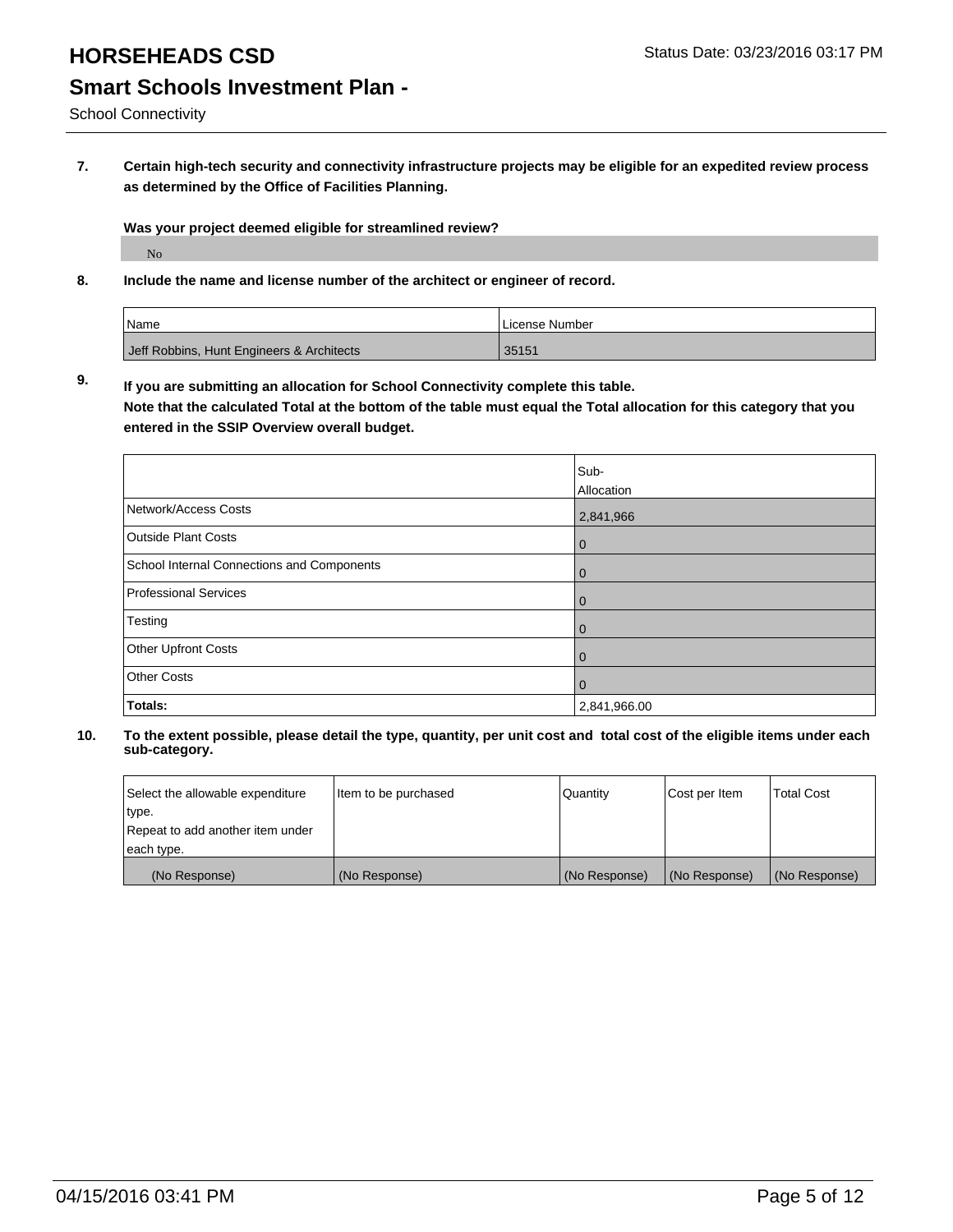# HORSEHEADS CSD

## Smart Schools Investment Plan -

School Connectivity

**7. Certain high-tech security and connectivity infrastructure projects may be eligible for an expedited review process as determined by the Office of Facilities Planning.**

**Was your project deemed eligible for streamlined review?**

No

**8. Include the name and license number of the architect or engineer of record.**

| Name | License Number |
|---|---|
| Jeff Robbins, Hunt Engineers & Architects | 35151 |

**9. If you are submitting an allocation for School Connectivity complete this table. Note that the calculated Total at the bottom of the table must equal the Total allocation for this category that you entered in the SSIP Overview overall budget.**

| | Sub-Allocation |
|---|---|
| Network/Access Costs | 2,841,966 |
| Outside Plant Costs | 0 |
| School Internal Connections and Components | 0 |
| Professional Services | 0 |
| Testing | 0 |
| Other Upfront Costs | 0 |
| Other Costs | 0 |
| **Totals:** | 2,841,966.00 |

**10. To the extent possible, please detail the type, quantity, per unit cost and total cost of the eligible items under each sub-category.**

| Select the allowable expenditure type. Repeat to add another item under each type. | Item to be purchased | Quantity | Cost per Item | Total Cost |
|---|---|---|---|---|
| (No Response) | (No Response) | (No Response) | (No Response) | (No Response) |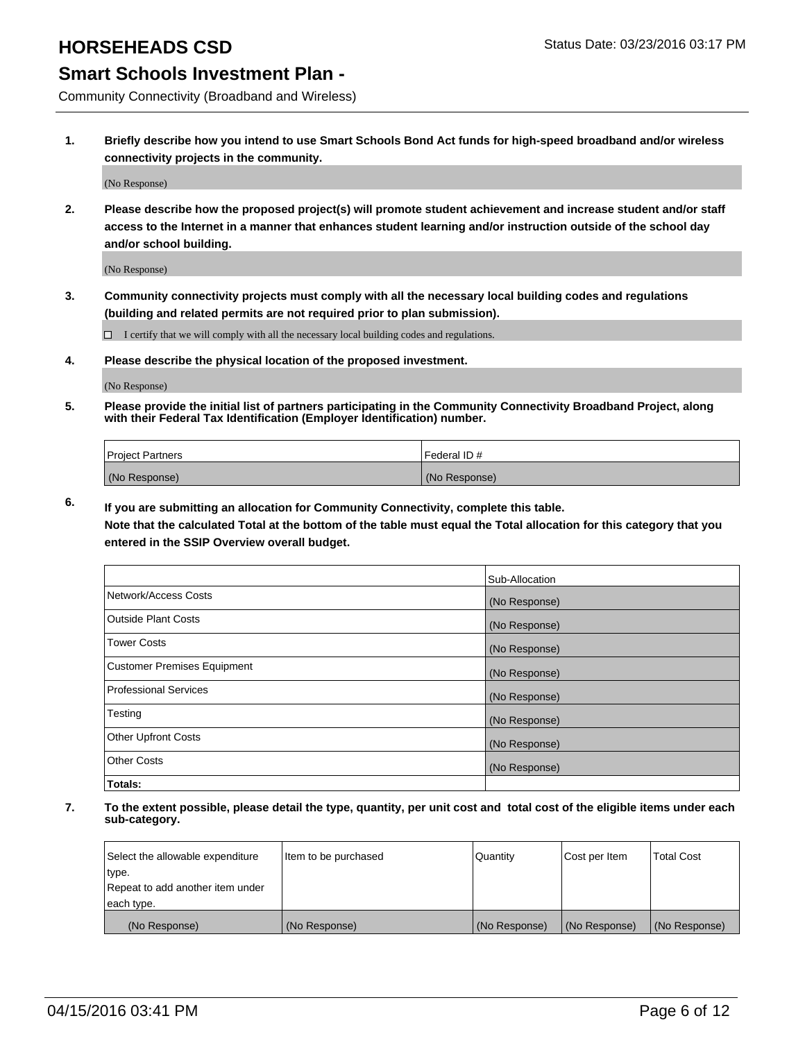# HORSEHEADS CSD

Status Date: 03/23/2016 03:17 PM

## Smart Schools Investment Plan -

Community Connectivity (Broadband and Wireless)

**1. Briefly describe how you intend to use Smart Schools Bond Act funds for high-speed broadband and/or wireless connectivity projects in the community.**

(No Response)

**2. Please describe how the proposed project(s) will promote student achievement and increase student and/or staff access to the Internet in a manner that enhances student learning and/or instruction outside of the school day and/or school building.**

(No Response)

**3. Community connectivity projects must comply with all the necessary local building codes and regulations (building and related permits are not required prior to plan submission).**

☐ I certify that we will comply with all the necessary local building codes and regulations.

**4. Please describe the physical location of the proposed investment.**

(No Response)

**5. Please provide the initial list of partners participating in the Community Connectivity Broadband Project, along with their Federal Tax Identification (Employer Identification) number.**

| Project Partners | Federal ID # |
|---|---|
| (No Response) | (No Response) |

**6. If you are submitting an allocation for Community Connectivity, complete this table. Note that the calculated Total at the bottom of the table must equal the Total allocation for this category that you entered in the SSIP Overview overall budget.**

| | Sub-Allocation |
|---|---|
| Network/Access Costs | (No Response) |
| Outside Plant Costs | (No Response) |
| Tower Costs | (No Response) |
| Customer Premises Equipment | (No Response) |
| Professional Services | (No Response) |
| Testing | (No Response) |
| Other Upfront Costs | (No Response) |
| Other Costs | (No Response) |
| **Totals:** | |

**7. To the extent possible, please detail the type, quantity, per unit cost and total cost of the eligible items under each sub-category.**

| Select the allowable expenditure type. Repeat to add another item under each type. | Item to be purchased | Quantity | Cost per Item | Total Cost |
|---|---|---|---|---|
| (No Response) | (No Response) | (No Response) | (No Response) | (No Response) |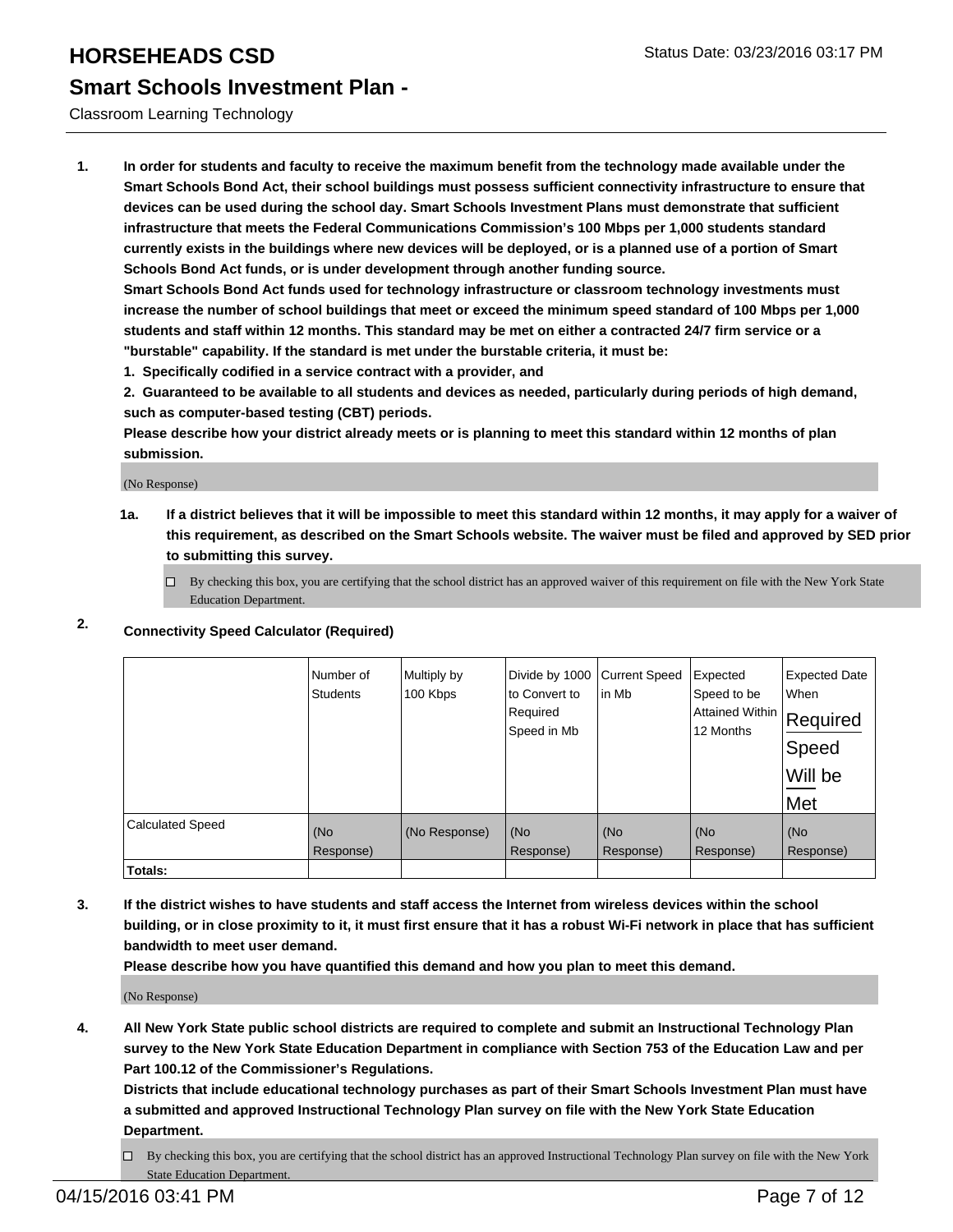# HORSEHEADS CSD

## Smart Schools Investment Plan -

Classroom Learning Technology

**1. In order for students and faculty to receive the maximum benefit from the technology made available under the Smart Schools Bond Act, their school buildings must possess sufficient connectivity infrastructure to ensure that devices can be used during the school day. Smart Schools Investment Plans must demonstrate that sufficient infrastructure that meets the Federal Communications Commission's 100 Mbps per 1,000 students standard currently exists in the buildings where new devices will be deployed, or is a planned use of a portion of Smart Schools Bond Act funds, or is under development through another funding source.**

**Smart Schools Bond Act funds used for technology infrastructure or classroom technology investments must increase the number of school buildings that meet or exceed the minimum speed standard of 100 Mbps per 1,000 students and staff within 12 months. This standard may be met on either a contracted 24/7 firm service or a "burstable" capability. If the standard is met under the burstable criteria, it must be:**

**1. Specifically codified in a service contract with a provider, and**

**2. Guaranteed to be available to all students and devices as needed, particularly during periods of high demand, such as computer-based testing (CBT) periods.**

**Please describe how your district already meets or is planning to meet this standard within 12 months of plan submission.**

(No Response)

**1a. If a district believes that it will be impossible to meet this standard within 12 months, it may apply for a waiver of this requirement, as described on the Smart Schools website. The waiver must be filed and approved by SED prior to submitting this survey.**

☐ By checking this box, you are certifying that the school district has an approved waiver of this requirement on file with the New York State Education Department.

**2. Connectivity Speed Calculator (Required)**

| | Number of Students | Multiply by 100 Kbps | Divide by 1000 to Convert to Required Speed in Mb | Current Speed in Mb | Expected Speed to be Attained Within 12 Months | Expected Date When Required Speed Will be Met |
|---|---|---|---|---|---|---|
| Calculated Speed | (No Response) | (No Response) | (No Response) | (No Response) | (No Response) | (No Response) |
| **Totals:** | | | | | | |

**3. If the district wishes to have students and staff access the Internet from wireless devices within the school building, or in close proximity to it, it must first ensure that it has a robust Wi-Fi network in place that has sufficient bandwidth to meet user demand.**

**Please describe how you have quantified this demand and how you plan to meet this demand.**

(No Response)

**4. All New York State public school districts are required to complete and submit an Instructional Technology Plan survey to the New York State Education Department in compliance with Section 753 of the Education Law and per Part 100.12 of the Commissioner's Regulations.**

**Districts that include educational technology purchases as part of their Smart Schools Investment Plan must have a submitted and approved Instructional Technology Plan survey on file with the New York State Education Department.**

☐ By checking this box, you are certifying that the school district has an approved Instructional Technology Plan survey on file with the New York State Education Department.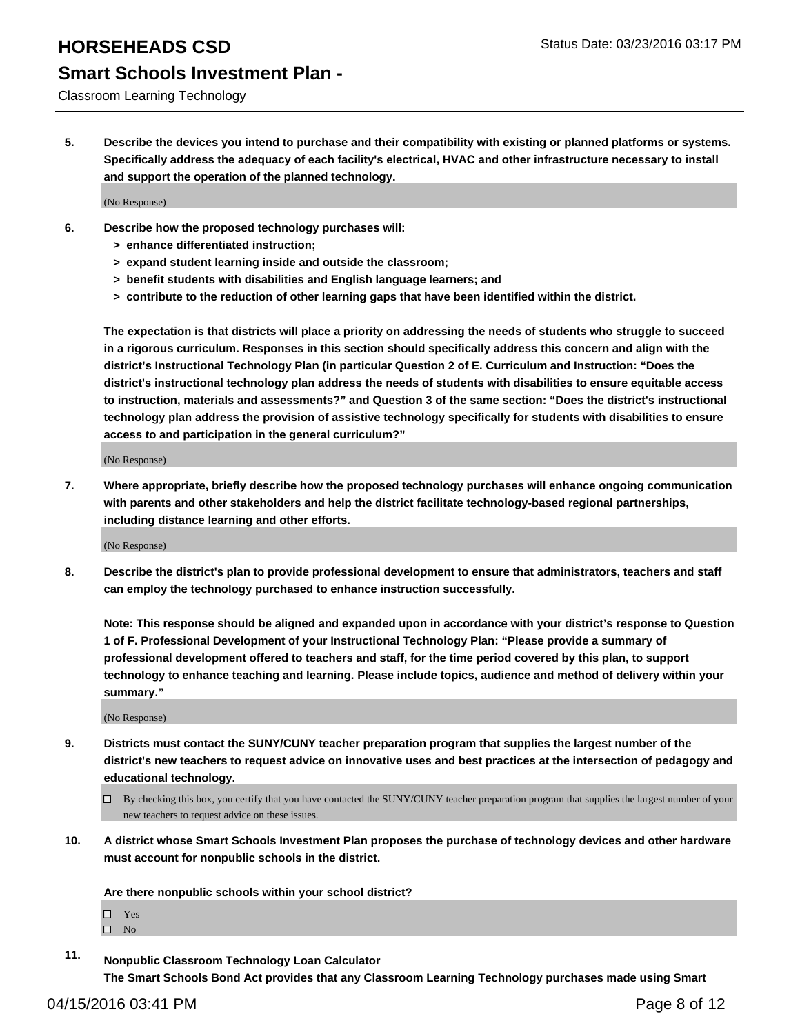5. **Describe the devices you intend to purchase and their compatibility with existing or planned platforms or systems. Specifically address the adequacy of each facility's electrical, HVAC and other infrastructure necessary to install and support the operation of the planned technology.**

(No Response)

6. **Describe how the proposed technology purchases will:**
   - **> enhance differentiated instruction;**
   - **> expand student learning inside and outside the classroom;**
   - **> benefit students with disabilities and English language learners; and**
   - **> contribute to the reduction of other learning gaps that have been identified within the district.**

   **The expectation is that districts will place a priority on addressing the needs of students who struggle to succeed in a rigorous curriculum. Responses in this section should specifically address this concern and align with the district's Instructional Technology Plan (in particular Question 2 of E. Curriculum and Instruction: "Does the district's instructional technology plan address the needs of students with disabilities to ensure equitable access to instruction, materials and assessments?" and Question 3 of the same section: "Does the district's instructional technology plan address the provision of assistive technology specifically for students with disabilities to ensure access to and participation in the general curriculum?"**

(No Response)

7. **Where appropriate, briefly describe how the proposed technology purchases will enhance ongoing communication with parents and other stakeholders and help the district facilitate technology-based regional partnerships, including distance learning and other efforts.**

(No Response)

8. **Describe the district's plan to provide professional development to ensure that administrators, teachers and staff can employ the technology purchased to enhance instruction successfully.**

   **Note: This response should be aligned and expanded upon in accordance with your district's response to Question 1 of F. Professional Development of your Instructional Technology Plan: "Please provide a summary of professional development offered to teachers and staff, for the time period covered by this plan, to support technology to enhance teaching and learning. Please include topics, audience and method of delivery within your summary."**

(No Response)

9. **Districts must contact the SUNY/CUNY teacher preparation program that supplies the largest number of the district's new teachers to request advice on innovative uses and best practices at the intersection of pedagogy and educational technology.**

- ☐ By checking this box, you certify that you have contacted the SUNY/CUNY teacher preparation program that supplies the largest number of your new teachers to request advice on these issues.

10. **A district whose Smart Schools Investment Plan proposes the purchase of technology devices and other hardware must account for nonpublic schools in the district.**

   **Are there nonpublic schools within your school district?**

- ☐ Yes
- ☐ No

11. **Nonpublic Classroom Technology Loan Calculator**
   **The Smart Schools Bond Act provides that any Classroom Learning Technology purchases made using Smart**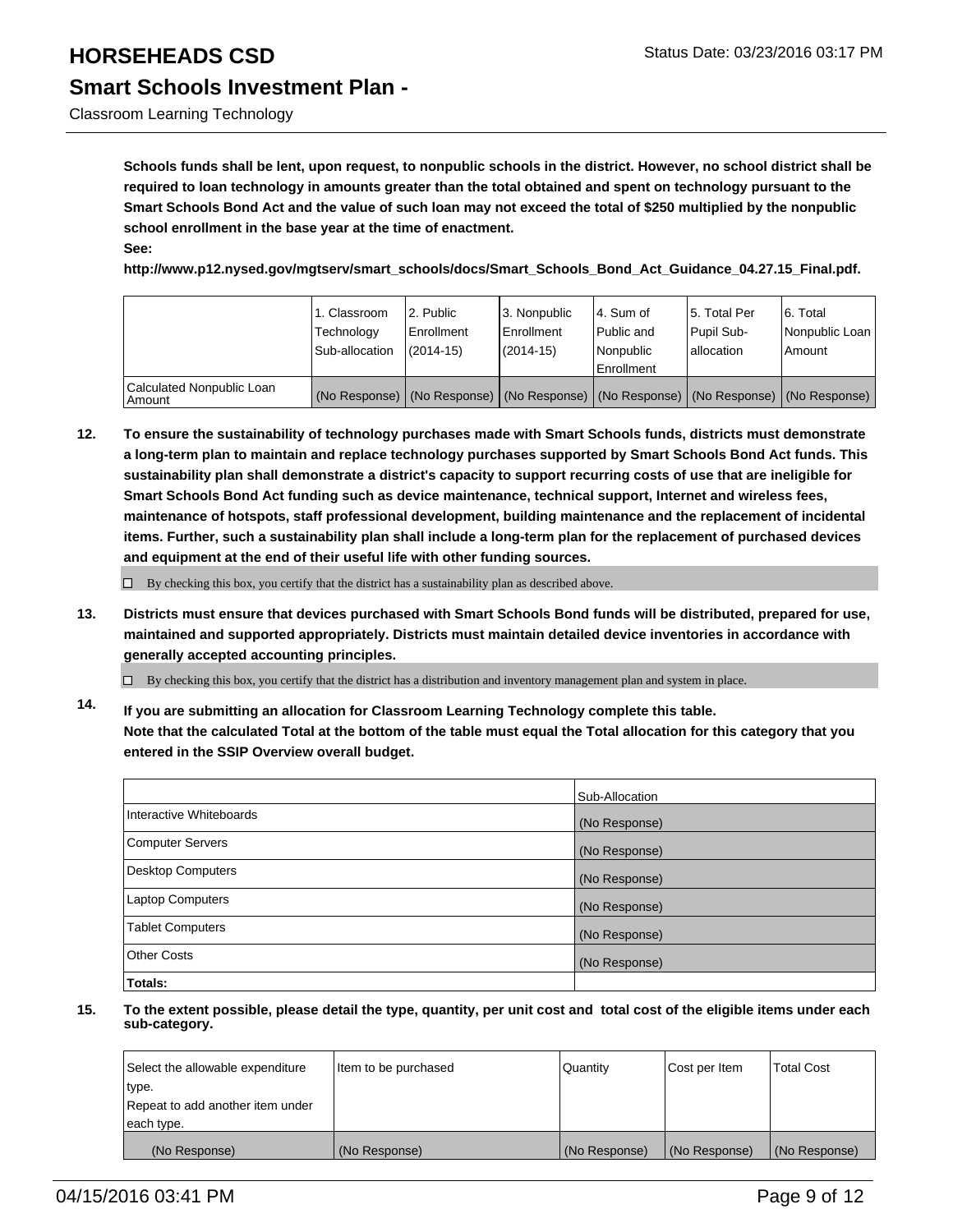**Schools funds shall be lent, upon request, to nonpublic schools in the district. However, no school district shall be required to loan technology in amounts greater than the total obtained and spent on technology pursuant to the Smart Schools Bond Act and the value of such loan may not exceed the total of $250 multiplied by the nonpublic school enrollment in the base year at the time of enactment.**
**See:**
**http://www.p12.nysed.gov/mgtserv/smart_schools/docs/Smart_Schools_Bond_Act_Guidance_04.27.15_Final.pdf.**

| | 1. Classroom Technology Sub-allocation | 2. Public Enrollment (2014-15) | 3. Nonpublic Enrollment (2014-15) | 4. Sum of Public and Nonpublic Enrollment | 5. Total Per Pupil Sub-allocation | 6. Total Nonpublic Loan Amount |
|---|---|---|---|---|---|---|
| Calculated Nonpublic Loan Amount | (No Response) | (No Response) | (No Response) | (No Response) | (No Response) | (No Response) |

**12. To ensure the sustainability of technology purchases made with Smart Schools funds, districts must demonstrate a long-term plan to maintain and replace technology purchases supported by Smart Schools Bond Act funds. This sustainability plan shall demonstrate a district's capacity to support recurring costs of use that are ineligible for Smart Schools Bond Act funding such as device maintenance, technical support, Internet and wireless fees, maintenance of hotspots, staff professional development, building maintenance and the replacement of incidental items. Further, such a sustainability plan shall include a long-term plan for the replacement of purchased devices and equipment at the end of their useful life with other funding sources.**

☐ By checking this box, you certify that the district has a sustainability plan as described above.

**13. Districts must ensure that devices purchased with Smart Schools Bond funds will be distributed, prepared for use, maintained and supported appropriately. Districts must maintain detailed device inventories in accordance with generally accepted accounting principles.**

☐ By checking this box, you certify that the district has a distribution and inventory management plan and system in place.

**14. If you are submitting an allocation for Classroom Learning Technology complete this table.**
**Note that the calculated Total at the bottom of the table must equal the Total allocation for this category that you entered in the SSIP Overview overall budget.**

| | Sub-Allocation |
|---|---|
| Interactive Whiteboards | (No Response) |
| Computer Servers | (No Response) |
| Desktop Computers | (No Response) |
| Laptop Computers | (No Response) |
| Tablet Computers | (No Response) |
| Other Costs | (No Response) |
| **Totals:** | |

**15. To the extent possible, please detail the type, quantity, per unit cost and total cost of the eligible items under each sub-category.**

| Select the allowable expenditure type. Repeat to add another item under each type. | Item to be purchased | Quantity | Cost per Item | Total Cost |
|---|---|---|---|---|
| (No Response) | (No Response) | (No Response) | (No Response) | (No Response) |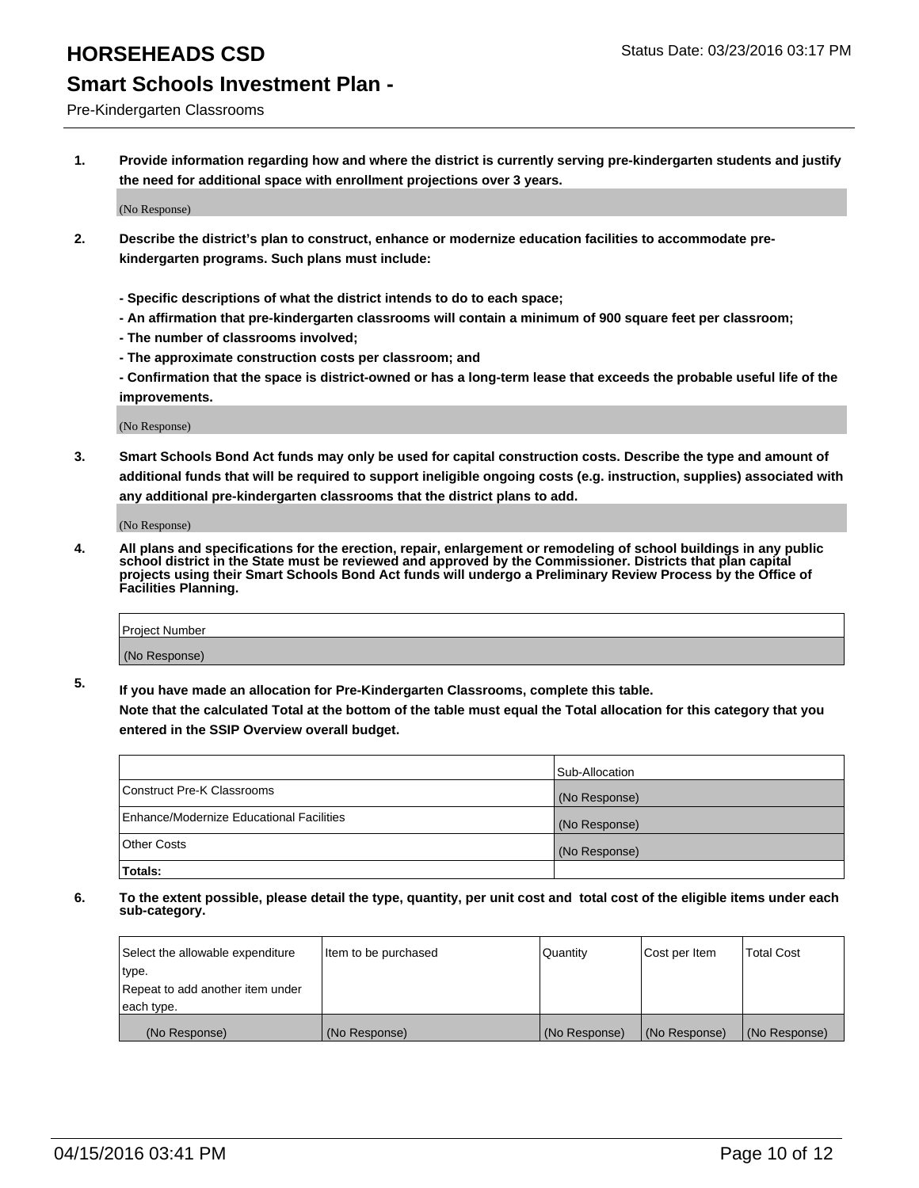# HORSEHEADS CSD

Status Date: 03/23/2016 03:17 PM

## Smart Schools Investment Plan -

Pre-Kindergarten Classrooms

**1. Provide information regarding how and where the district is currently serving pre-kindergarten students and justify the need for additional space with enrollment projections over 3 years.**

(No Response)

**2. Describe the district's plan to construct, enhance or modernize education facilities to accommodate pre-kindergarten programs. Such plans must include:**

**- Specific descriptions of what the district intends to do to each space;**
**- An affirmation that pre-kindergarten classrooms will contain a minimum of 900 square feet per classroom;**
**- The number of classrooms involved;**
**- The approximate construction costs per classroom; and**
**- Confirmation that the space is district-owned or has a long-term lease that exceeds the probable useful life of the improvements.**

(No Response)

**3. Smart Schools Bond Act funds may only be used for capital construction costs. Describe the type and amount of additional funds that will be required to support ineligible ongoing costs (e.g. instruction, supplies) associated with any additional pre-kindergarten classrooms that the district plans to add.**

(No Response)

**4. All plans and specifications for the erection, repair, enlargement or remodeling of school buildings in any public school district in the State must be reviewed and approved by the Commissioner. Districts that plan capital projects using their Smart Schools Bond Act funds will undergo a Preliminary Review Process by the Office of Facilities Planning.**

| Project Number |
| --- |
| (No Response) |

**5. If you have made an allocation for Pre-Kindergarten Classrooms, complete this table.**
**Note that the calculated Total at the bottom of the table must equal the Total allocation for this category that you entered in the SSIP Overview overall budget.**

| | Sub-Allocation |
| --- | --- |
| Construct Pre-K Classrooms | (No Response) |
| Enhance/Modernize Educational Facilities | (No Response) |
| Other Costs | (No Response) |
| **Totals:** | |

**6. To the extent possible, please detail the type, quantity, per unit cost and total cost of the eligible items under each sub-category.**

| Select the allowable expenditure type. Repeat to add another item under each type. | Item to be purchased | Quantity | Cost per Item | Total Cost |
| --- | --- | --- | --- | --- |
| (No Response) | (No Response) | (No Response) | (No Response) | (No Response) |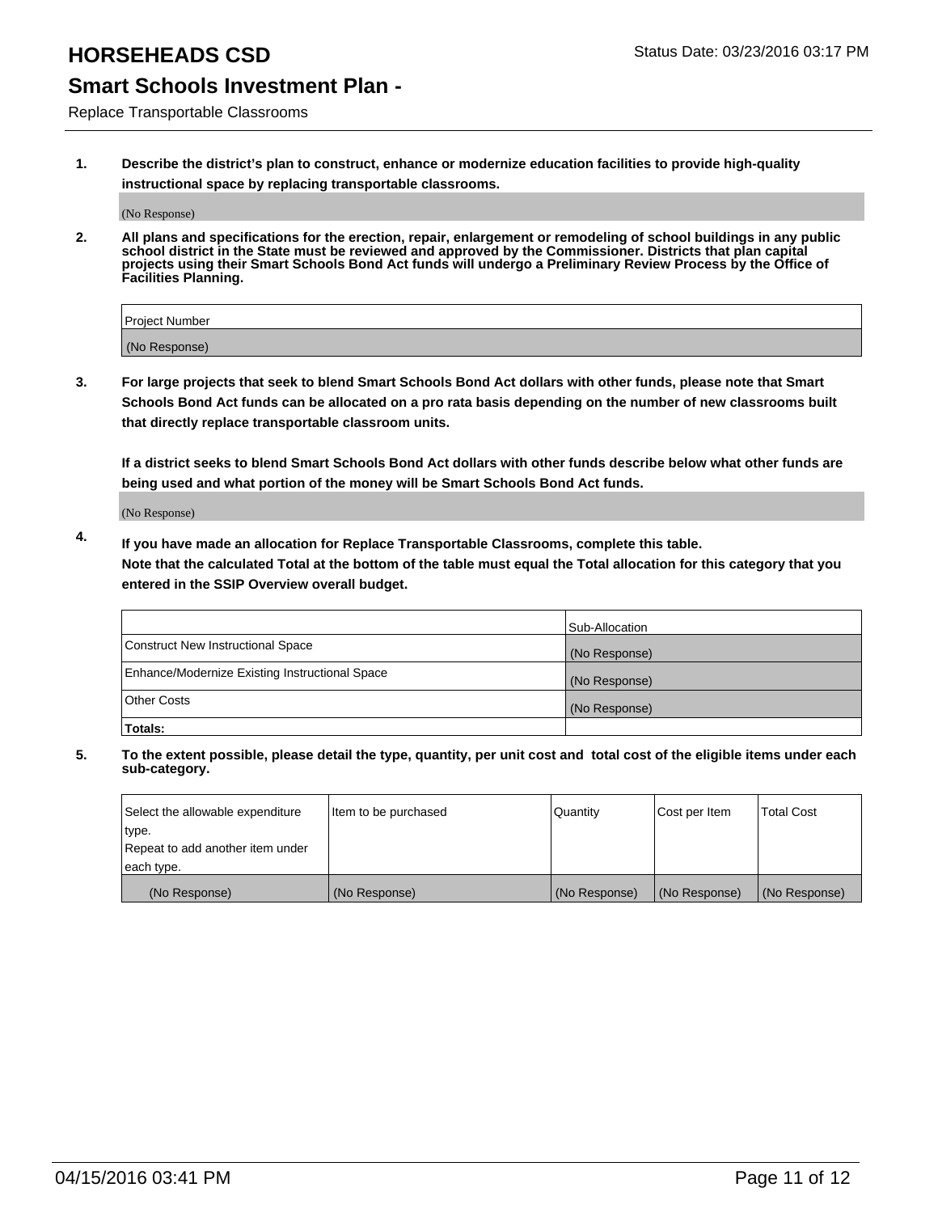# HORSEHEADS CSD

Status Date: 03/23/2016 03:17 PM

## Smart Schools Investment Plan -

Replace Transportable Classrooms

**1. Describe the district's plan to construct, enhance or modernize education facilities to provide high-quality instructional space by replacing transportable classrooms.**

(No Response)

**2. All plans and specifications for the erection, repair, enlargement or remodeling of school buildings in any public school district in the State must be reviewed and approved by the Commissioner. Districts that plan capital projects using their Smart Schools Bond Act funds will undergo a Preliminary Review Process by the Office of Facilities Planning.**

| Project Number |
|---|
| (No Response) |

**3. For large projects that seek to blend Smart Schools Bond Act dollars with other funds, please note that Smart Schools Bond Act funds can be allocated on a pro rata basis depending on the number of new classrooms built that directly replace transportable classroom units.**

**If a district seeks to blend Smart Schools Bond Act dollars with other funds describe below what other funds are being used and what portion of the money will be Smart Schools Bond Act funds.**

(No Response)

**4. If you have made an allocation for Replace Transportable Classrooms, complete this table. Note that the calculated Total at the bottom of the table must equal the Total allocation for this category that you entered in the SSIP Overview overall budget.**

| | Sub-Allocation |
|---|---|
| Construct New Instructional Space | (No Response) |
| Enhance/Modernize Existing Instructional Space | (No Response) |
| Other Costs | (No Response) |
| **Totals:** | |

**5. To the extent possible, please detail the type, quantity, per unit cost and total cost of the eligible items under each sub-category.**

| Select the allowable expenditure type. Repeat to add another item under each type. | Item to be purchased | Quantity | Cost per Item | Total Cost |
|---|---|---|---|---|
| (No Response) | (No Response) | (No Response) | (No Response) | (No Response) |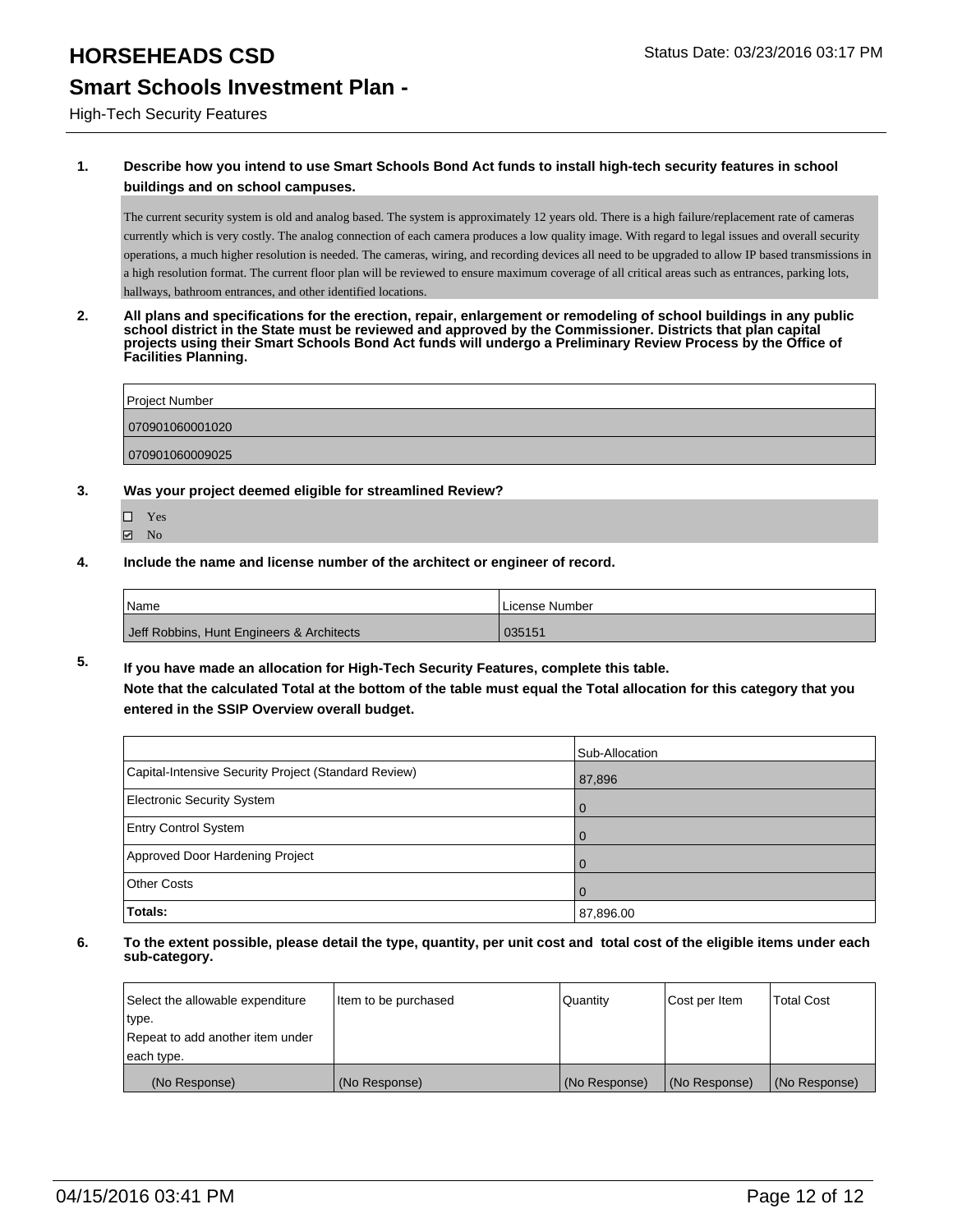# HORSEHEADS CSD

Status Date: 03/23/2016 03:17 PM

## Smart Schools Investment Plan -

High-Tech Security Features

**1. Describe how you intend to use Smart Schools Bond Act funds to install high-tech security features in school buildings and on school campuses.**

The current security system is old and analog based. The system is approximately 12 years old. There is a high failure/replacement rate of cameras currently which is very costly. The analog connection of each camera produces a low quality image. With regard to legal issues and overall security operations, a much higher resolution is needed. The cameras, wiring, and recording devices all need to be upgraded to allow IP based transmissions in a high resolution format. The current floor plan will be reviewed to ensure maximum coverage of all critical areas such as entrances, parking lots, hallways, bathroom entrances, and other identified locations.

**2. All plans and specifications for the erection, repair, enlargement or remodeling of school buildings in any public school district in the State must be reviewed and approved by the Commissioner. Districts that plan capital projects using their Smart Schools Bond Act funds will undergo a Preliminary Review Process by the Office of Facilities Planning.**

| Project Number |
|---|
| 070901060001020 |
| 070901060009025 |

**3. Was your project deemed eligible for streamlined Review?**

- ☐ Yes
- ☑ No

**4. Include the name and license number of the architect or engineer of record.**

| Name | License Number |
|---|---|
| Jeff Robbins, Hunt Engineers & Architects | 035151 |

**5. If you have made an allocation for High-Tech Security Features, complete this table.**
**Note that the calculated Total at the bottom of the table must equal the Total allocation for this category that you entered in the SSIP Overview overall budget.**

| | Sub-Allocation |
|---|---|
| Capital-Intensive Security Project (Standard Review) | 87,896 |
| Electronic Security System | 0 |
| Entry Control System | 0 |
| Approved Door Hardening Project | 0 |
| Other Costs | 0 |
| **Totals:** | 87,896.00 |

**6. To the extent possible, please detail the type, quantity, per unit cost and total cost of the eligible items under each sub-category.**

| Select the allowable expenditure type. Repeat to add another item under each type. | Item to be purchased | Quantity | Cost per Item | Total Cost |
|---|---|---|---|---|
| (No Response) | (No Response) | (No Response) | (No Response) | (No Response) |